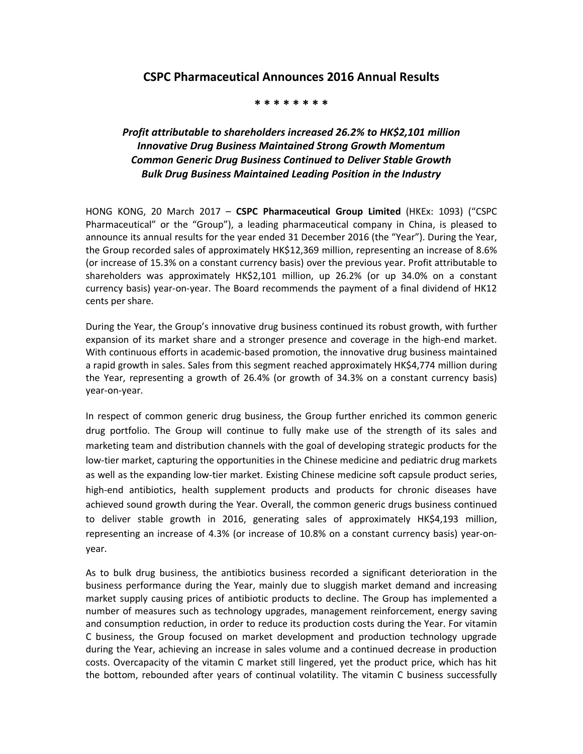# CSPC Pharmaceutical Announces 2016 Annual Results

\* \* \* \* \* \* \* \*

***Profit attributable to shareholders increased 26.2% to HK$2,101 million***
***Innovative Drug Business Maintained Strong Growth Momentum***
***Common Generic Drug Business Continued to Deliver Stable Growth***
***Bulk Drug Business Maintained Leading Position in the Industry***

HONG KONG, 20 March 2017 – **CSPC Pharmaceutical Group Limited** (HKEx: 1093) ("CSPC Pharmaceutical" or the "Group"), a leading pharmaceutical company in China, is pleased to announce its annual results for the year ended 31 December 2016 (the "Year"). During the Year, the Group recorded sales of approximately HK$12,369 million, representing an increase of 8.6% (or increase of 15.3% on a constant currency basis) over the previous year. Profit attributable to shareholders was approximately HK$2,101 million, up 26.2% (or up 34.0% on a constant currency basis) year-on-year. The Board recommends the payment of a final dividend of HK12 cents per share.

During the Year, the Group's innovative drug business continued its robust growth, with further expansion of its market share and a stronger presence and coverage in the high-end market. With continuous efforts in academic-based promotion, the innovative drug business maintained a rapid growth in sales. Sales from this segment reached approximately HK$4,774 million during the Year, representing a growth of 26.4% (or growth of 34.3% on a constant currency basis) year-on-year.

In respect of common generic drug business, the Group further enriched its common generic drug portfolio. The Group will continue to fully make use of the strength of its sales and marketing team and distribution channels with the goal of developing strategic products for the low-tier market, capturing the opportunities in the Chinese medicine and pediatric drug markets as well as the expanding low-tier market. Existing Chinese medicine soft capsule product series, high-end antibiotics, health supplement products and products for chronic diseases have achieved sound growth during the Year. Overall, the common generic drugs business continued to deliver stable growth in 2016, generating sales of approximately HK$4,193 million, representing an increase of 4.3% (or increase of 10.8% on a constant currency basis) year-on-year.

As to bulk drug business, the antibiotics business recorded a significant deterioration in the business performance during the Year, mainly due to sluggish market demand and increasing market supply causing prices of antibiotic products to decline. The Group has implemented a number of measures such as technology upgrades, management reinforcement, energy saving and consumption reduction, in order to reduce its production costs during the Year. For vitamin C business, the Group focused on market development and production technology upgrade during the Year, achieving an increase in sales volume and a continued decrease in production costs. Overcapacity of the vitamin C market still lingered, yet the product price, which has hit the bottom, rebounded after years of continual volatility. The vitamin C business successfully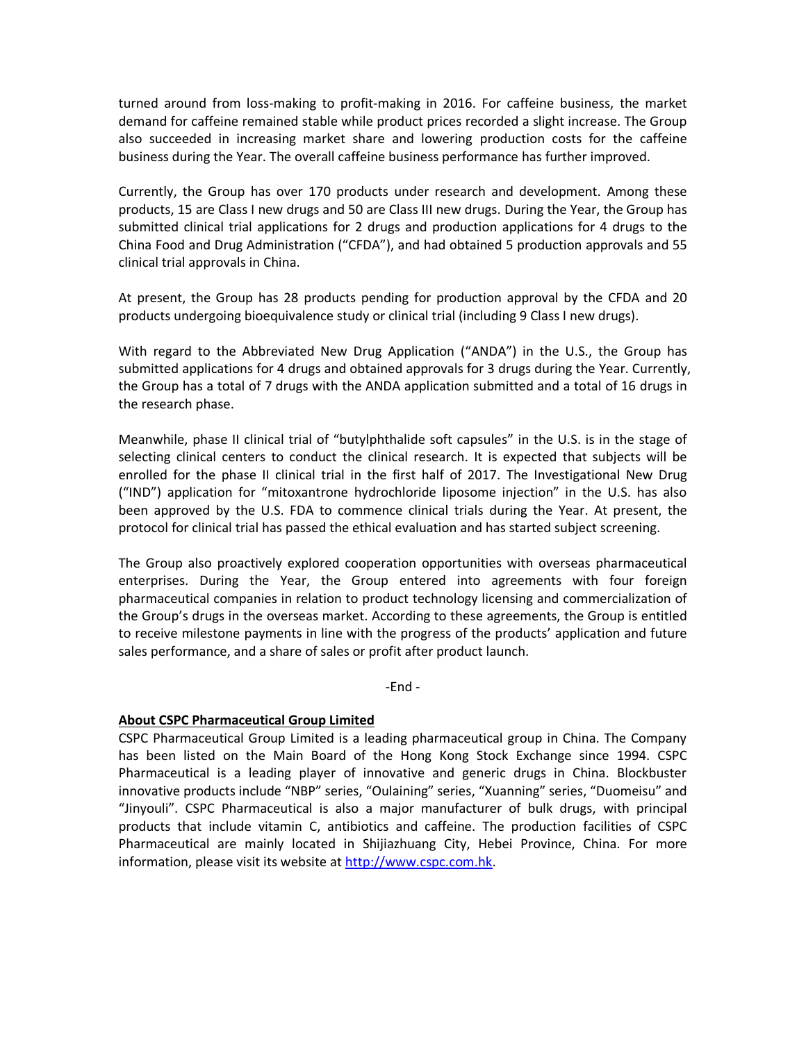turned around from loss-making to profit-making in 2016. For caffeine business, the market demand for caffeine remained stable while product prices recorded a slight increase. The Group also succeeded in increasing market share and lowering production costs for the caffeine business during the Year. The overall caffeine business performance has further improved.

Currently, the Group has over 170 products under research and development. Among these products, 15 are Class I new drugs and 50 are Class III new drugs. During the Year, the Group has submitted clinical trial applications for 2 drugs and production applications for 4 drugs to the China Food and Drug Administration ("CFDA"), and had obtained 5 production approvals and 55 clinical trial approvals in China.

At present, the Group has 28 products pending for production approval by the CFDA and 20 products undergoing bioequivalence study or clinical trial (including 9 Class I new drugs).

With regard to the Abbreviated New Drug Application ("ANDA") in the U.S., the Group has submitted applications for 4 drugs and obtained approvals for 3 drugs during the Year. Currently, the Group has a total of 7 drugs with the ANDA application submitted and a total of 16 drugs in the research phase.

Meanwhile, phase II clinical trial of "butylphthalide soft capsules" in the U.S. is in the stage of selecting clinical centers to conduct the clinical research. It is expected that subjects will be enrolled for the phase II clinical trial in the first half of 2017. The Investigational New Drug ("IND") application for "mitoxantrone hydrochloride liposome injection" in the U.S. has also been approved by the U.S. FDA to commence clinical trials during the Year. At present, the protocol for clinical trial has passed the ethical evaluation and has started subject screening.

The Group also proactively explored cooperation opportunities with overseas pharmaceutical enterprises. During the Year, the Group entered into agreements with four foreign pharmaceutical companies in relation to product technology licensing and commercialization of the Group's drugs in the overseas market. According to these agreements, the Group is entitled to receive milestone payments in line with the progress of the products' application and future sales performance, and a share of sales or profit after product launch.

-End -

**About CSPC Pharmaceutical Group Limited**

CSPC Pharmaceutical Group Limited is a leading pharmaceutical group in China. The Company has been listed on the Main Board of the Hong Kong Stock Exchange since 1994. CSPC Pharmaceutical is a leading player of innovative and generic drugs in China. Blockbuster innovative products include "NBP" series, "Oulaining" series, "Xuanning" series, "Duomeisu" and "Jinyouli". CSPC Pharmaceutical is also a major manufacturer of bulk drugs, with principal products that include vitamin C, antibiotics and caffeine. The production facilities of CSPC Pharmaceutical are mainly located in Shijiazhuang City, Hebei Province, China. For more information, please visit its website at http://www.cspc.com.hk.